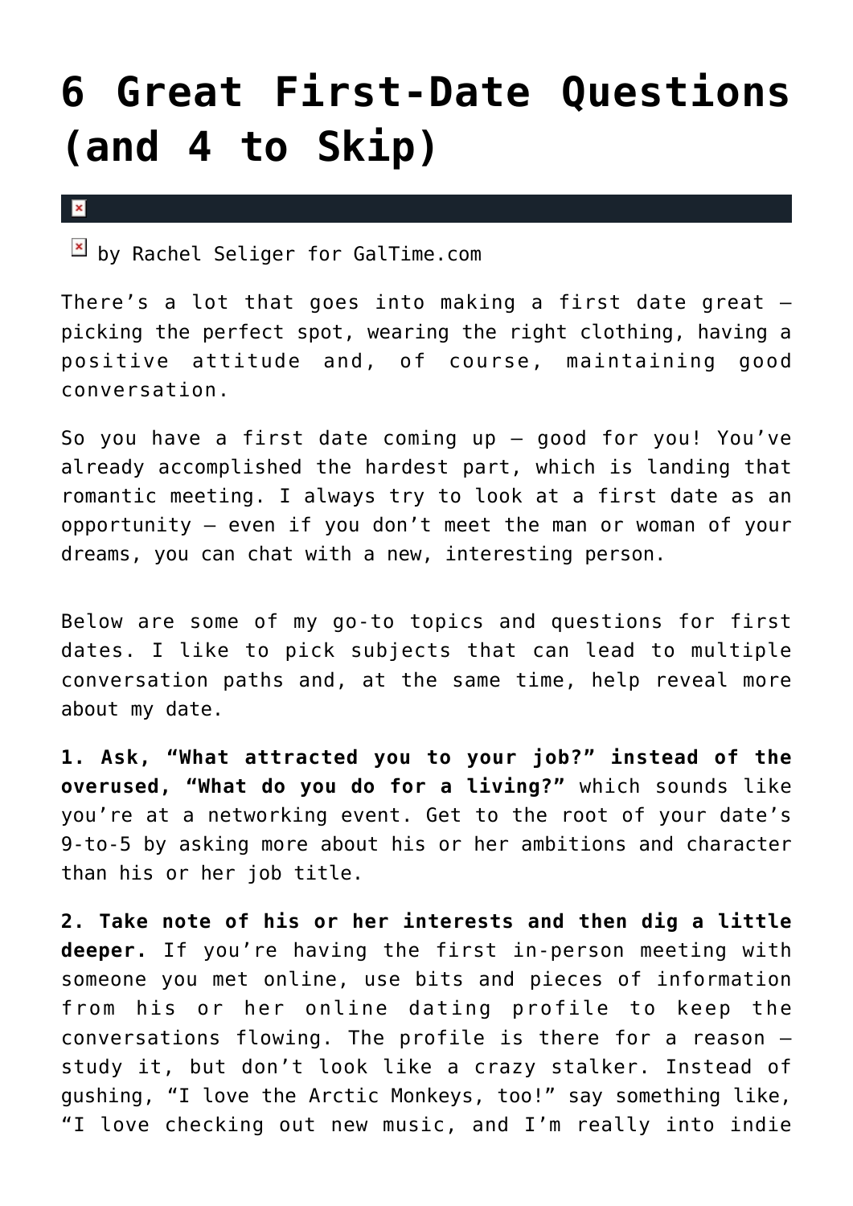# 6 Great First-Date Questions (and 4 to Skip)

by Rachel Seliger for GalTime.com

There's a lot that goes into making a first date great – picking the perfect spot, wearing the right clothing, having a positive attitude and, of course, maintaining good conversation.

So you have a first date coming up — good for you! You've already accomplished the hardest part, which is landing that romantic meeting. I always try to look at a first date as an opportunity — even if you don't meet the man or woman of your dreams, you can chat with a new, interesting person.

Below are some of my go-to topics and questions for first dates. I like to pick subjects that can lead to multiple conversation paths and, at the same time, help reveal more about my date.

**1. Ask, "What attracted you to your job?" instead of the overused, "What do you do for a living?"** which sounds like you're at a networking event. Get to the root of your date's 9-to-5 by asking more about his or her ambitions and character than his or her job title.

**2. Take note of his or her interests and then dig a little deeper.** If you're having the first in-person meeting with someone you met online, use bits and pieces of information from his or her online dating profile to keep the conversations flowing. The profile is there for a reason — study it, but don't look like a crazy stalker. Instead of gushing, "I love the Arctic Monkeys, too!" say something like, "I love checking out new music, and I'm really into indie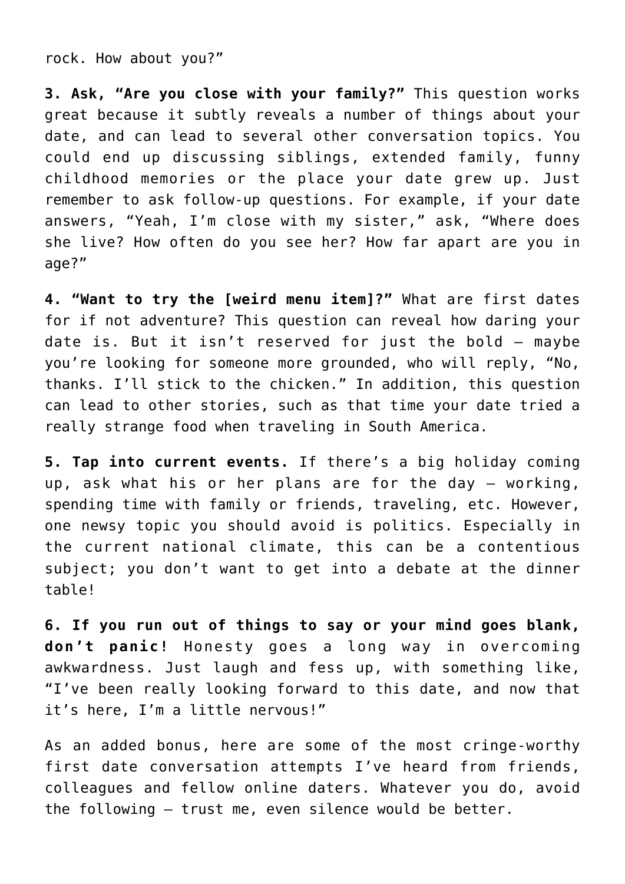rock. How about you?"

**3. Ask, "Are you close with your family?"** This question works great because it subtly reveals a number of things about your date, and can lead to several other conversation topics. You could end up discussing siblings, extended family, funny childhood memories or the place your date grew up. Just remember to ask follow-up questions. For example, if your date answers, "Yeah, I'm close with my sister," ask, "Where does she live? How often do you see her? How far apart are you in age?"

**4. "Want to try the [weird menu item]?"** What are first dates for if not adventure? This question can reveal how daring your date is. But it isn't reserved for just the bold – maybe you're looking for someone more grounded, who will reply, "No, thanks. I'll stick to the chicken." In addition, this question can lead to other stories, such as that time your date tried a really strange food when traveling in South America.

**5. Tap into current events.** If there's a big holiday coming up, ask what his or her plans are for the day – working, spending time with family or friends, traveling, etc. However, one newsy topic you should avoid is politics. Especially in the current national climate, this can be a contentious subject; you don't want to get into a debate at the dinner table!

**6. If you run out of things to say or your mind goes blank, don't panic!** Honesty goes a long way in overcoming awkwardness. Just laugh and fess up, with something like, "I've been really looking forward to this date, and now that it's here, I'm a little nervous!"

As an added bonus, here are some of the most cringe-worthy first date conversation attempts I've heard from friends, colleagues and fellow online daters. Whatever you do, avoid the following – trust me, even silence would be better.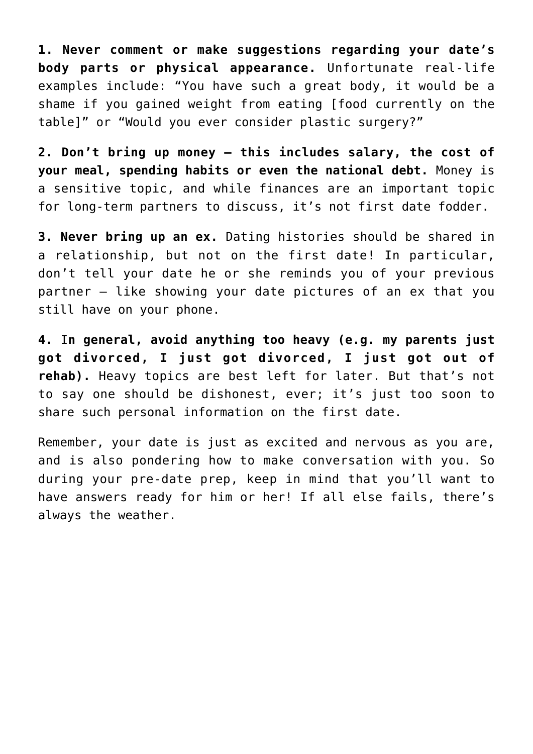**1. Never comment or make suggestions regarding your date's body parts or physical appearance.** Unfortunate real-life examples include: "You have such a great body, it would be a shame if you gained weight from eating [food currently on the table]" or "Would you ever consider plastic surgery?"

**2. Don't bring up money – this includes salary, the cost of your meal, spending habits or even the national debt.** Money is a sensitive topic, and while finances are an important topic for long-term partners to discuss, it's not first date fodder.

**3. Never bring up an ex.** Dating histories should be shared in a relationship, but not on the first date! In particular, don't tell your date he or she reminds you of your previous partner – like showing your date pictures of an ex that you still have on your phone.

**4.** I**n general, avoid anything too heavy (e.g. my parents just got divorced, I just got divorced, I just got out of rehab).** Heavy topics are best left for later. But that's not to say one should be dishonest, ever; it's just too soon to share such personal information on the first date.

Remember, your date is just as excited and nervous as you are, and is also pondering how to make conversation with you. So during your pre-date prep, keep in mind that you'll want to have answers ready for him or her! If all else fails, there's always the weather.